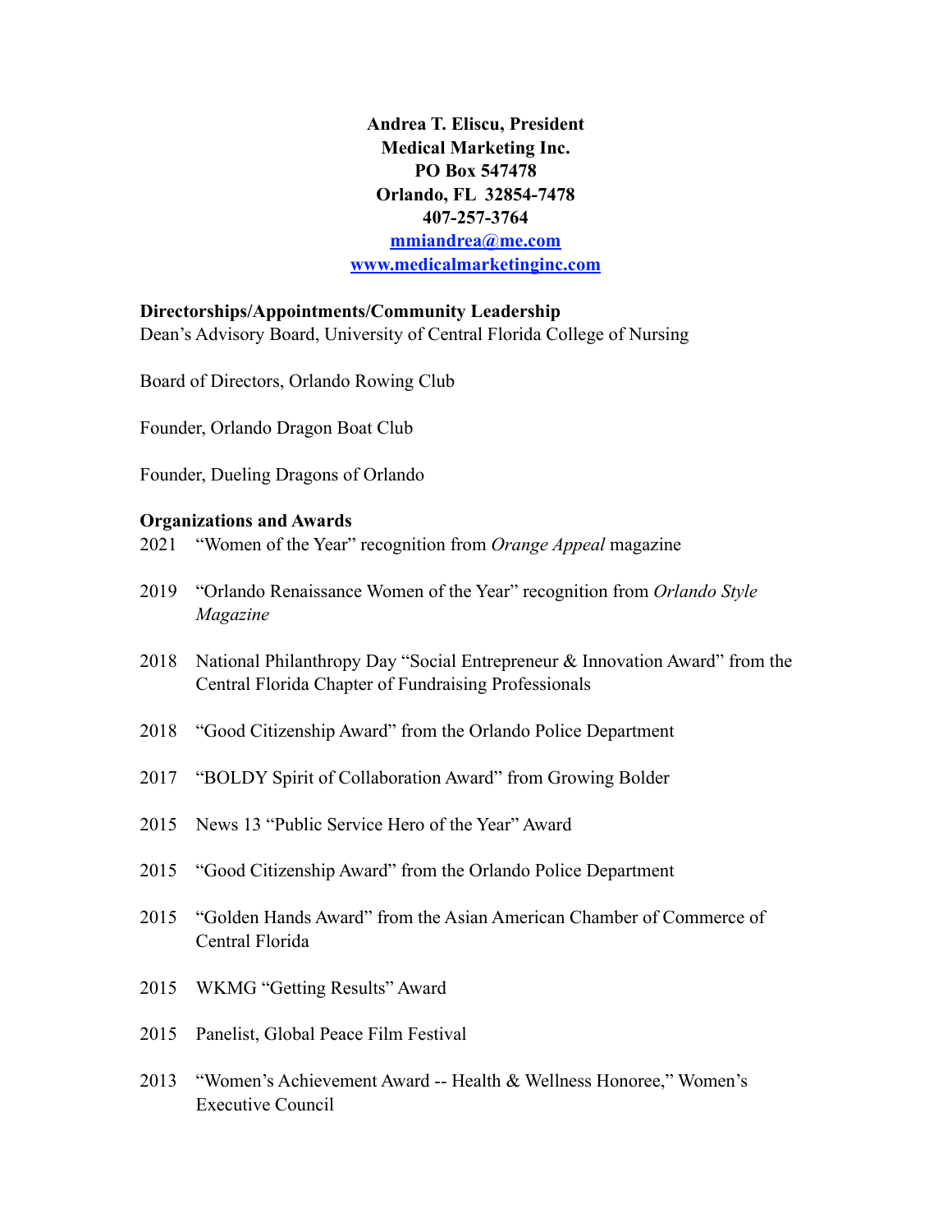**Andrea T. Eliscu, President**
**Medical Marketing Inc.**
**PO Box 547478**
**Orlando, FL 32854-7478**
**407-257-3764**
**[mmiandrea@me.com](mailto:mmiandrea@me.com)**
**[www.medicalmarketinginc.com](http://www.medicalmarketinginc.com)**

## Directorships/Appointments/Community Leadership

Dean's Advisory Board, University of Central Florida College of Nursing

Board of Directors, Orlando Rowing Club

Founder, Orlando Dragon Boat Club

Founder, Dueling Dragons of Orlando

## Organizations and Awards

2021 "Women of the Year" recognition from *Orange Appeal* magazine

2019 "Orlando Renaissance Women of the Year" recognition from *Orlando Style Magazine*

2018 National Philanthropy Day "Social Entrepreneur & Innovation Award" from the Central Florida Chapter of Fundraising Professionals

2018 "Good Citizenship Award" from the Orlando Police Department

2017 "BOLDY Spirit of Collaboration Award" from Growing Bolder

2015 News 13 "Public Service Hero of the Year" Award

2015 "Good Citizenship Award" from the Orlando Police Department

2015 "Golden Hands Award" from the Asian American Chamber of Commerce of Central Florida

2015 WKMG "Getting Results" Award

2015 Panelist, Global Peace Film Festival

2013 "Women's Achievement Award -- Health & Wellness Honoree," Women's Executive Council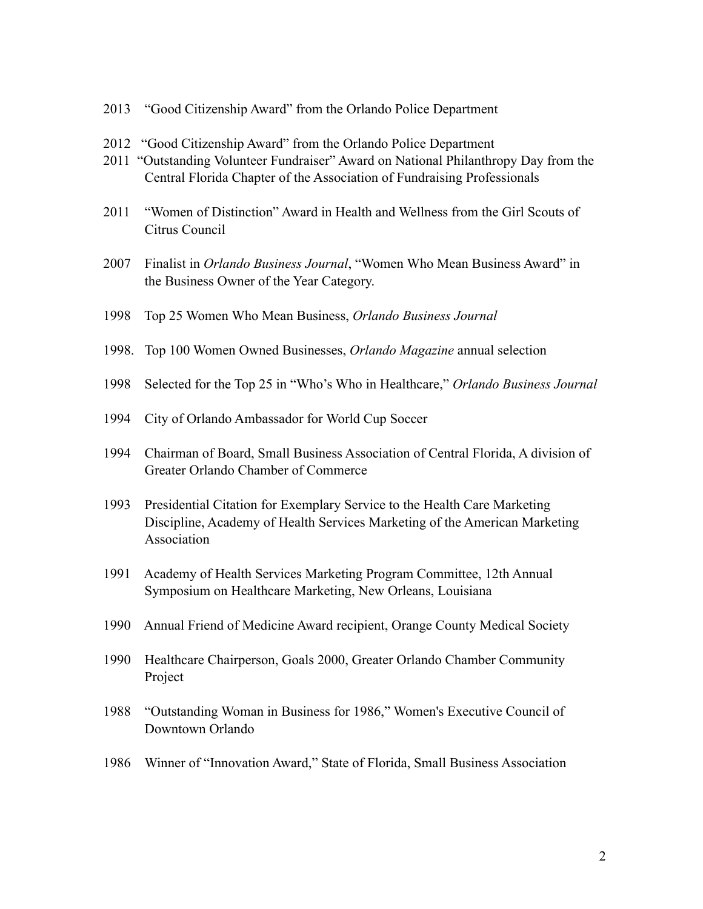2013 "Good Citizenship Award" from the Orlando Police Department

2012 "Good Citizenship Award" from the Orlando Police Department

2011 "Outstanding Volunteer Fundraiser" Award on National Philanthropy Day from the Central Florida Chapter of the Association of Fundraising Professionals

2011 "Women of Distinction" Award in Health and Wellness from the Girl Scouts of Citrus Council

2007 Finalist in *Orlando Business Journal*, "Women Who Mean Business Award" in the Business Owner of the Year Category.

1998 Top 25 Women Who Mean Business, *Orlando Business Journal*

1998. Top 100 Women Owned Businesses, *Orlando Magazine* annual selection

1998 Selected for the Top 25 in "Who's Who in Healthcare," *Orlando Business Journal*

1994 City of Orlando Ambassador for World Cup Soccer

1994 Chairman of Board, Small Business Association of Central Florida, A division of Greater Orlando Chamber of Commerce

1993 Presidential Citation for Exemplary Service to the Health Care Marketing Discipline, Academy of Health Services Marketing of the American Marketing Association

1991 Academy of Health Services Marketing Program Committee, 12th Annual Symposium on Healthcare Marketing, New Orleans, Louisiana

1990 Annual Friend of Medicine Award recipient, Orange County Medical Society

1990 Healthcare Chairperson, Goals 2000, Greater Orlando Chamber Community Project

1988 "Outstanding Woman in Business for 1986," Women's Executive Council of Downtown Orlando

1986 Winner of "Innovation Award," State of Florida, Small Business Association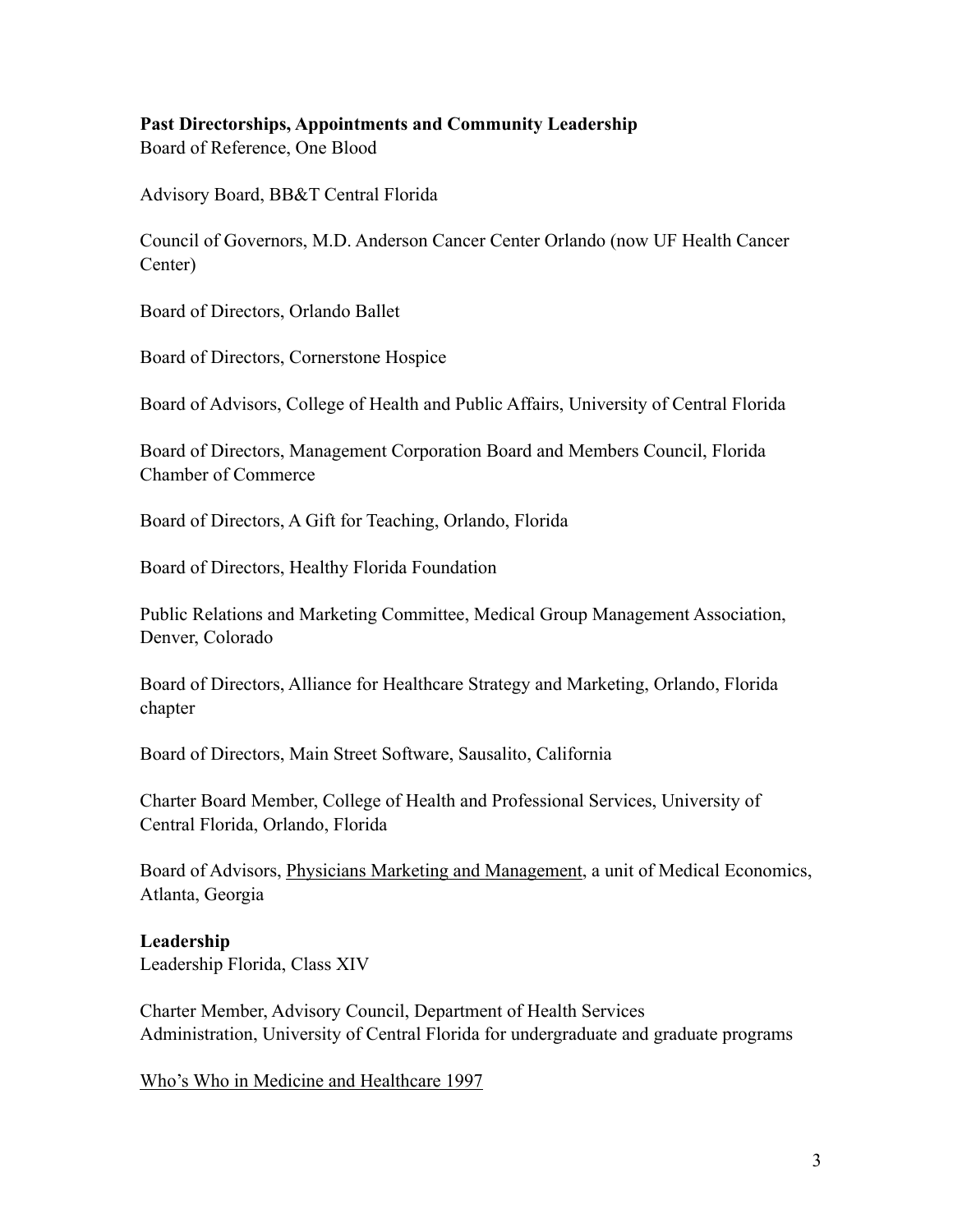**Past Directorships, Appointments and Community Leadership**

Board of Reference, One Blood

Advisory Board, BB&T Central Florida

Council of Governors, M.D. Anderson Cancer Center Orlando (now UF Health Cancer Center)

Board of Directors, Orlando Ballet

Board of Directors, Cornerstone Hospice

Board of Advisors, College of Health and Public Affairs, University of Central Florida

Board of Directors, Management Corporation Board and Members Council, Florida Chamber of Commerce

Board of Directors, A Gift for Teaching, Orlando, Florida

Board of Directors, Healthy Florida Foundation

Public Relations and Marketing Committee, Medical Group Management Association, Denver, Colorado

Board of Directors, Alliance for Healthcare Strategy and Marketing, Orlando, Florida chapter

Board of Directors, Main Street Software, Sausalito, California

Charter Board Member, College of Health and Professional Services, University of Central Florida, Orlando, Florida

Board of Advisors, <u>Physicians Marketing and Management</u>, a unit of Medical Economics, Atlanta, Georgia

**Leadership**

Leadership Florida, Class XIV

Charter Member, Advisory Council, Department of Health Services Administration, University of Central Florida for undergraduate and graduate programs

<u>Who's Who in Medicine and Healthcare 1997</u>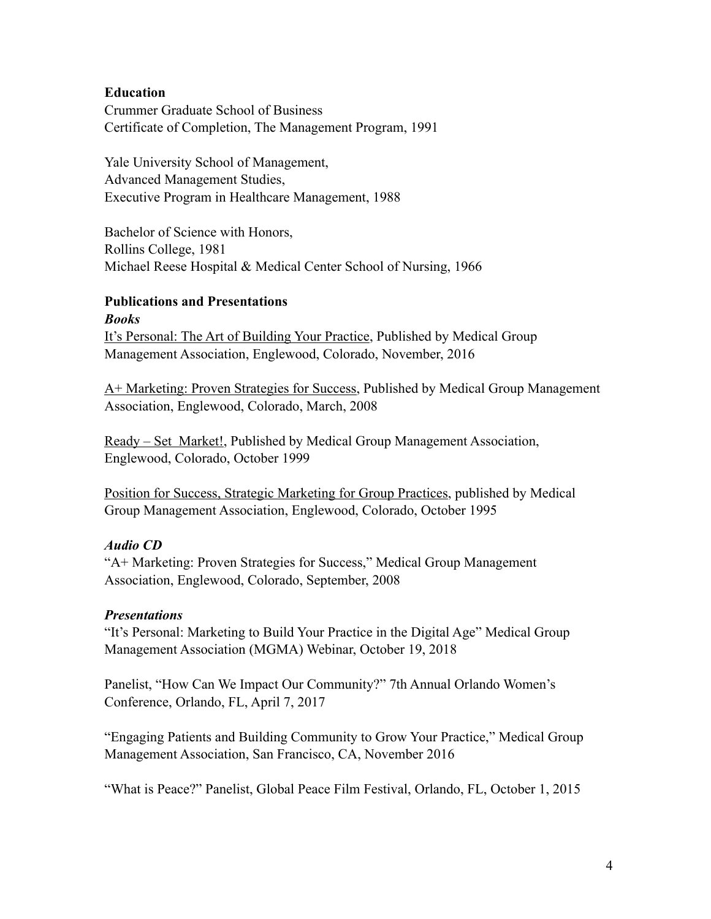## Education

Crummer Graduate School of Business
Certificate of Completion, The Management Program, 1991

Yale University School of Management,
Advanced Management Studies,
Executive Program in Healthcare Management, 1988

Bachelor of Science with Honors,
Rollins College, 1981
Michael Reese Hospital & Medical Center School of Nursing, 1966

## Publications and Presentations

### *Books*

<u>It's Personal: The Art of Building Your Practice</u>, Published by Medical Group Management Association, Englewood, Colorado, November, 2016

<u>A+ Marketing: Proven Strategies for Success</u>, Published by Medical Group Management Association, Englewood, Colorado, March, 2008

<u>Ready – Set Market!</u>, Published by Medical Group Management Association, Englewood, Colorado, October 1999

<u>Position for Success, Strategic Marketing for Group Practices</u>, published by Medical Group Management Association, Englewood, Colorado, October 1995

### *Audio CD*

"A+ Marketing: Proven Strategies for Success," Medical Group Management Association, Englewood, Colorado, September, 2008

### *Presentations*

"It's Personal: Marketing to Build Your Practice in the Digital Age" Medical Group Management Association (MGMA) Webinar, October 19, 2018

Panelist, "How Can We Impact Our Community?" 7th Annual Orlando Women's Conference, Orlando, FL, April 7, 2017

"Engaging Patients and Building Community to Grow Your Practice," Medical Group Management Association, San Francisco, CA, November 2016

"What is Peace?" Panelist, Global Peace Film Festival, Orlando, FL, October 1, 2015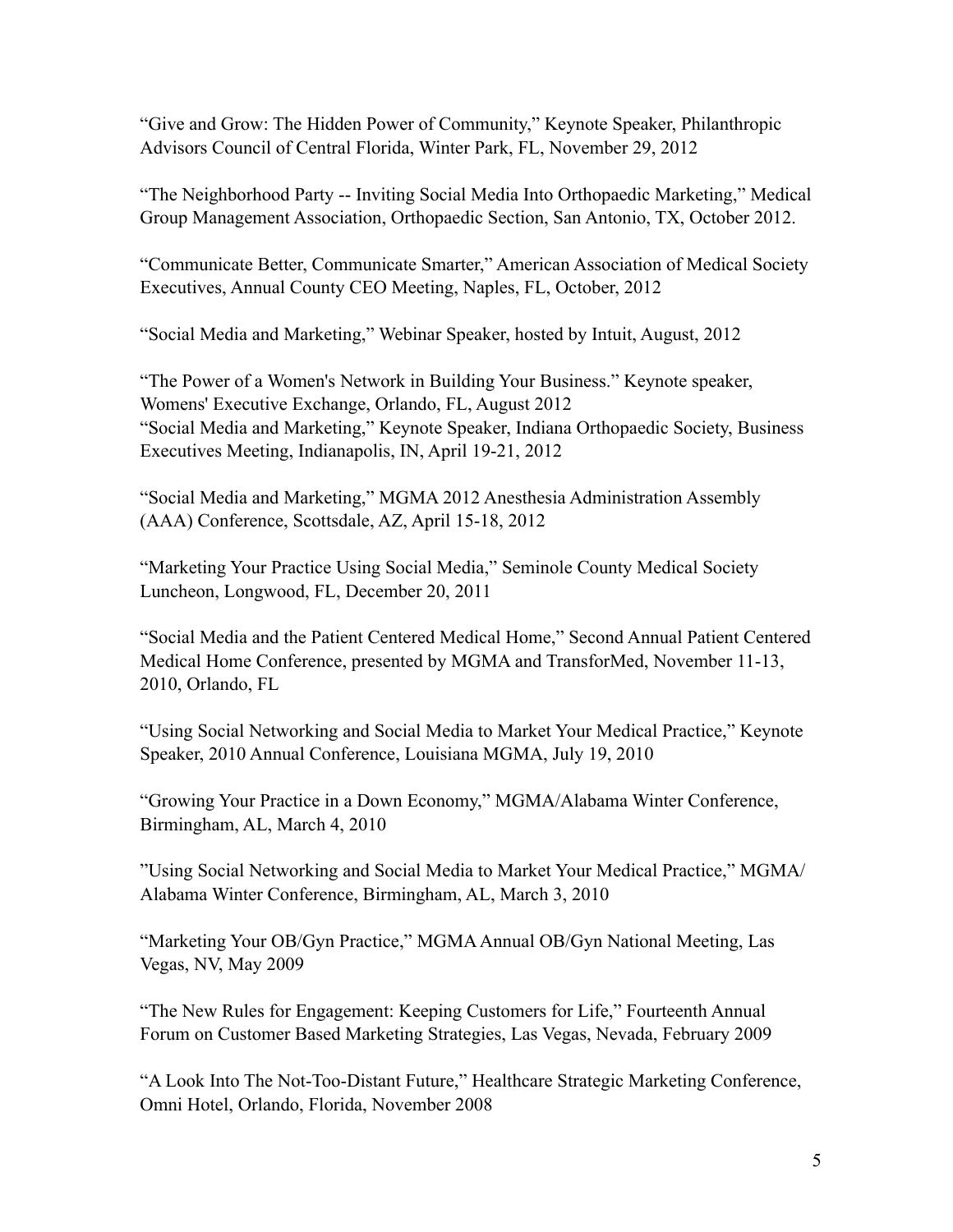“Give and Grow: The Hidden Power of Community,” Keynote Speaker, Philanthropic Advisors Council of Central Florida, Winter Park, FL, November 29, 2012

“The Neighborhood Party -- Inviting Social Media Into Orthopaedic Marketing,” Medical Group Management Association, Orthopaedic Section, San Antonio, TX, October 2012.

“Communicate Better, Communicate Smarter,” American Association of Medical Society Executives, Annual County CEO Meeting, Naples, FL, October, 2012

“Social Media and Marketing,” Webinar Speaker, hosted by Intuit, August, 2012

“The Power of a Women's Network in Building Your Business.” Keynote speaker, Womens' Executive Exchange, Orlando, FL, August 2012

“Social Media and Marketing,” Keynote Speaker, Indiana Orthopaedic Society, Business Executives Meeting, Indianapolis, IN, April 19-21, 2012

“Social Media and Marketing,” MGMA 2012 Anesthesia Administration Assembly (AAA) Conference, Scottsdale, AZ, April 15-18, 2012

“Marketing Your Practice Using Social Media,” Seminole County Medical Society Luncheon, Longwood, FL, December 20, 2011

“Social Media and the Patient Centered Medical Home,” Second Annual Patient Centered Medical Home Conference, presented by MGMA and TransforMed, November 11-13, 2010, Orlando, FL

“Using Social Networking and Social Media to Market Your Medical Practice,” Keynote Speaker, 2010 Annual Conference, Louisiana MGMA, July 19, 2010

“Growing Your Practice in a Down Economy,” MGMA/Alabama Winter Conference, Birmingham, AL, March 4, 2010

”Using Social Networking and Social Media to Market Your Medical Practice,” MGMA/ Alabama Winter Conference, Birmingham, AL, March 3, 2010

“Marketing Your OB/Gyn Practice,” MGMA Annual OB/Gyn National Meeting, Las Vegas, NV, May 2009

“The New Rules for Engagement: Keeping Customers for Life,” Fourteenth Annual Forum on Customer Based Marketing Strategies, Las Vegas, Nevada, February 2009

“A Look Into The Not-Too-Distant Future,” Healthcare Strategic Marketing Conference, Omni Hotel, Orlando, Florida, November 2008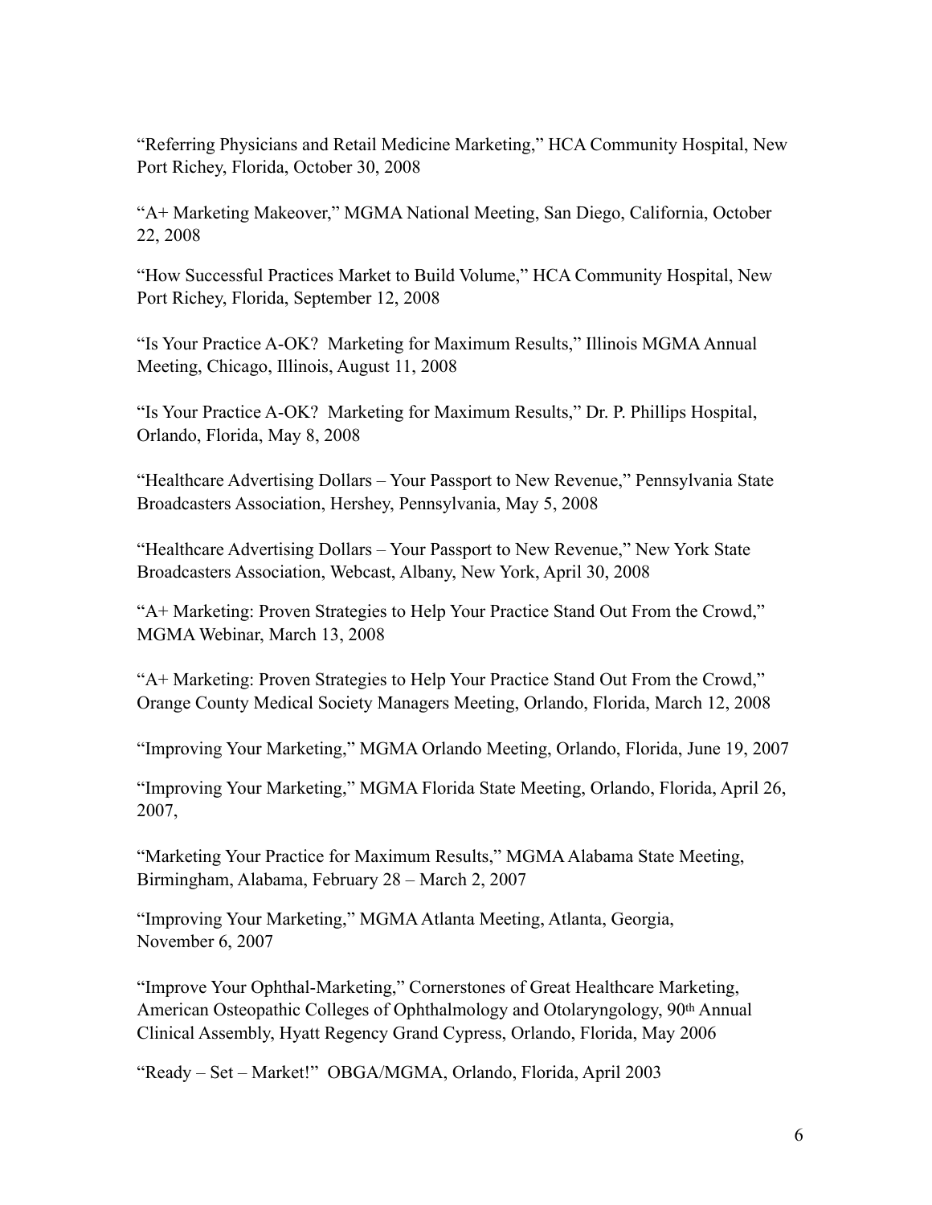"Referring Physicians and Retail Medicine Marketing," HCA Community Hospital, New Port Richey, Florida, October 30, 2008

"A+ Marketing Makeover," MGMA National Meeting, San Diego, California, October 22, 2008

"How Successful Practices Market to Build Volume," HCA Community Hospital, New Port Richey, Florida, September 12, 2008

"Is Your Practice A-OK? Marketing for Maximum Results," Illinois MGMA Annual Meeting, Chicago, Illinois, August 11, 2008

"Is Your Practice A-OK? Marketing for Maximum Results," Dr. P. Phillips Hospital, Orlando, Florida, May 8, 2008

"Healthcare Advertising Dollars – Your Passport to New Revenue," Pennsylvania State Broadcasters Association, Hershey, Pennsylvania, May 5, 2008

"Healthcare Advertising Dollars – Your Passport to New Revenue," New York State Broadcasters Association, Webcast, Albany, New York, April 30, 2008

"A+ Marketing: Proven Strategies to Help Your Practice Stand Out From the Crowd," MGMA Webinar, March 13, 2008

"A+ Marketing: Proven Strategies to Help Your Practice Stand Out From the Crowd," Orange County Medical Society Managers Meeting, Orlando, Florida, March 12, 2008

"Improving Your Marketing," MGMA Orlando Meeting, Orlando, Florida, June 19, 2007

"Improving Your Marketing," MGMA Florida State Meeting, Orlando, Florida, April 26, 2007,

"Marketing Your Practice for Maximum Results," MGMA Alabama State Meeting, Birmingham, Alabama, February 28 – March 2, 2007

"Improving Your Marketing," MGMA Atlanta Meeting, Atlanta, Georgia, November 6, 2007

"Improve Your Ophthal-Marketing," Cornerstones of Great Healthcare Marketing, American Osteopathic Colleges of Ophthalmology and Otolaryngology, 90th Annual Clinical Assembly, Hyatt Regency Grand Cypress, Orlando, Florida, May 2006

"Ready – Set – Market!" OBGA/MGMA, Orlando, Florida, April 2003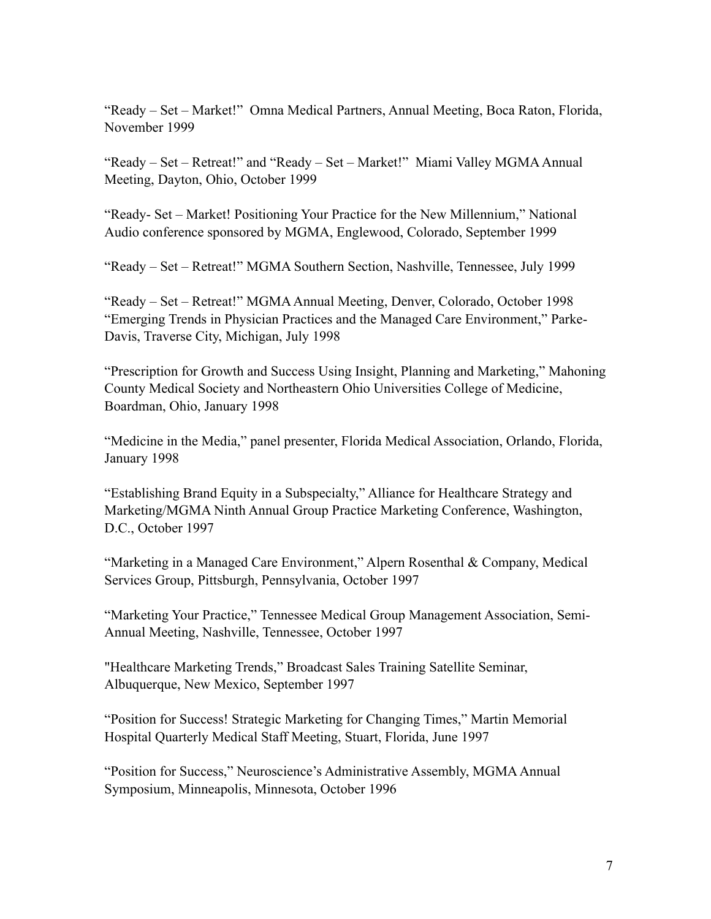"Ready – Set – Market!" Omna Medical Partners, Annual Meeting, Boca Raton, Florida, November 1999

"Ready – Set – Retreat!" and "Ready – Set – Market!" Miami Valley MGMA Annual Meeting, Dayton, Ohio, October 1999

"Ready- Set – Market! Positioning Your Practice for the New Millennium," National Audio conference sponsored by MGMA, Englewood, Colorado, September 1999

"Ready – Set – Retreat!" MGMA Southern Section, Nashville, Tennessee, July 1999

"Ready – Set – Retreat!" MGMA Annual Meeting, Denver, Colorado, October 1998
"Emerging Trends in Physician Practices and the Managed Care Environment," Parke-Davis, Traverse City, Michigan, July 1998

"Prescription for Growth and Success Using Insight, Planning and Marketing," Mahoning County Medical Society and Northeastern Ohio Universities College of Medicine, Boardman, Ohio, January 1998

"Medicine in the Media," panel presenter, Florida Medical Association, Orlando, Florida, January 1998

"Establishing Brand Equity in a Subspecialty," Alliance for Healthcare Strategy and Marketing/MGMA Ninth Annual Group Practice Marketing Conference, Washington, D.C., October 1997

"Marketing in a Managed Care Environment," Alpern Rosenthal & Company, Medical Services Group, Pittsburgh, Pennsylvania, October 1997

"Marketing Your Practice," Tennessee Medical Group Management Association, Semi-Annual Meeting, Nashville, Tennessee, October 1997

"Healthcare Marketing Trends," Broadcast Sales Training Satellite Seminar, Albuquerque, New Mexico, September 1997

"Position for Success! Strategic Marketing for Changing Times," Martin Memorial Hospital Quarterly Medical Staff Meeting, Stuart, Florida, June 1997

"Position for Success," Neuroscience's Administrative Assembly, MGMA Annual Symposium, Minneapolis, Minnesota, October 1996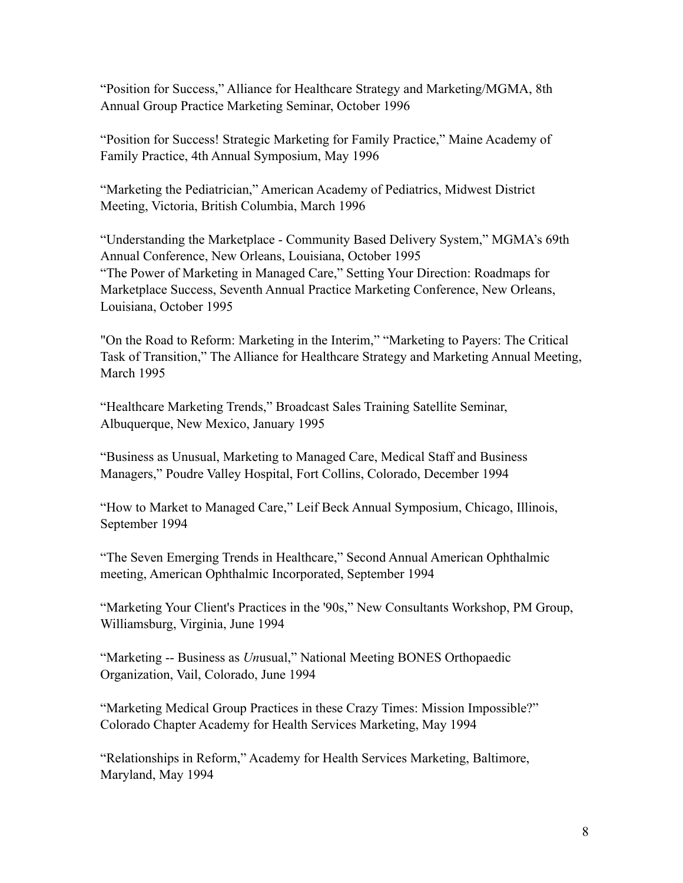"Position for Success," Alliance for Healthcare Strategy and Marketing/MGMA, 8th Annual Group Practice Marketing Seminar, October 1996

"Position for Success! Strategic Marketing for Family Practice," Maine Academy of Family Practice, 4th Annual Symposium, May 1996

"Marketing the Pediatrician," American Academy of Pediatrics, Midwest District Meeting, Victoria, British Columbia, March 1996

"Understanding the Marketplace - Community Based Delivery System," MGMA's 69th Annual Conference, New Orleans, Louisiana, October 1995
"The Power of Marketing in Managed Care," Setting Your Direction: Roadmaps for Marketplace Success, Seventh Annual Practice Marketing Conference, New Orleans, Louisiana, October 1995

"On the Road to Reform: Marketing in the Interim," "Marketing to Payers: The Critical Task of Transition," The Alliance for Healthcare Strategy and Marketing Annual Meeting, March 1995

"Healthcare Marketing Trends," Broadcast Sales Training Satellite Seminar, Albuquerque, New Mexico, January 1995

"Business as Unusual, Marketing to Managed Care, Medical Staff and Business Managers," Poudre Valley Hospital, Fort Collins, Colorado, December 1994

"How to Market to Managed Care," Leif Beck Annual Symposium, Chicago, Illinois, September 1994

"The Seven Emerging Trends in Healthcare," Second Annual American Ophthalmic meeting, American Ophthalmic Incorporated, September 1994

"Marketing Your Client's Practices in the '90s," New Consultants Workshop, PM Group, Williamsburg, Virginia, June 1994

"Marketing -- Business as *Un*usual," National Meeting BONES Orthopaedic Organization, Vail, Colorado, June 1994

"Marketing Medical Group Practices in these Crazy Times: Mission Impossible?" Colorado Chapter Academy for Health Services Marketing, May 1994

"Relationships in Reform," Academy for Health Services Marketing, Baltimore, Maryland, May 1994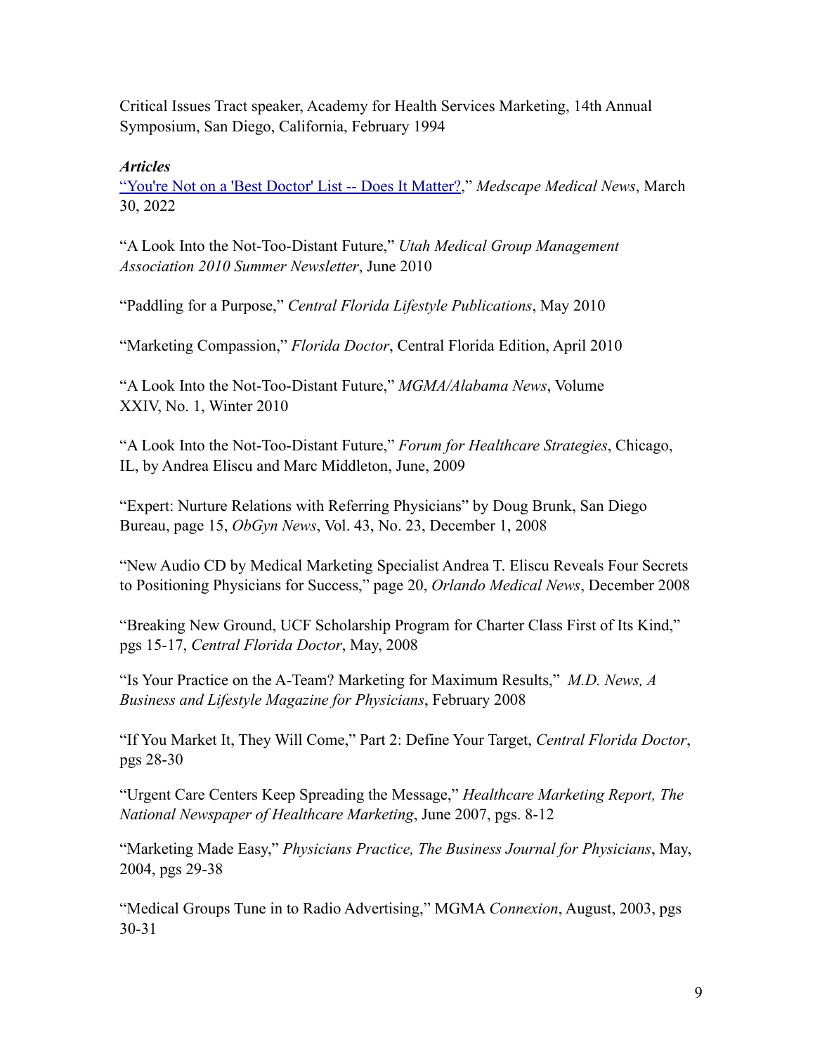Critical Issues Tract speaker, Academy for Health Services Marketing, 14th Annual Symposium, San Diego, California, February 1994

***Articles***

"You're Not on a 'Best Doctor' List -- Does It Matter?," *Medscape Medical News*, March 30, 2022

"A Look Into the Not-Too-Distant Future," *Utah Medical Group Management Association 2010 Summer Newsletter*, June 2010

"Paddling for a Purpose," *Central Florida Lifestyle Publications*, May 2010

"Marketing Compassion," *Florida Doctor*, Central Florida Edition, April 2010

"A Look Into the Not-Too-Distant Future," *MGMA/Alabama News*, Volume XXIV, No. 1, Winter 2010

"A Look Into the Not-Too-Distant Future," *Forum for Healthcare Strategies*, Chicago, IL, by Andrea Eliscu and Marc Middleton, June, 2009

"Expert: Nurture Relations with Referring Physicians" by Doug Brunk, San Diego Bureau, page 15, *ObGyn News*, Vol. 43, No. 23, December 1, 2008

"New Audio CD by Medical Marketing Specialist Andrea T. Eliscu Reveals Four Secrets to Positioning Physicians for Success," page 20, *Orlando Medical News*, December 2008

"Breaking New Ground, UCF Scholarship Program for Charter Class First of Its Kind," pgs 15-17, *Central Florida Doctor*, May, 2008

"Is Your Practice on the A-Team? Marketing for Maximum Results," *M.D. News, A Business and Lifestyle Magazine for Physicians*, February 2008

"If You Market It, They Will Come," Part 2: Define Your Target, *Central Florida Doctor*, pgs 28-30

"Urgent Care Centers Keep Spreading the Message," *Healthcare Marketing Report, The National Newspaper of Healthcare Marketing*, June 2007, pgs. 8-12

"Marketing Made Easy," *Physicians Practice, The Business Journal for Physicians*, May, 2004, pgs 29-38

"Medical Groups Tune in to Radio Advertising," MGMA *Connexion*, August, 2003, pgs 30-31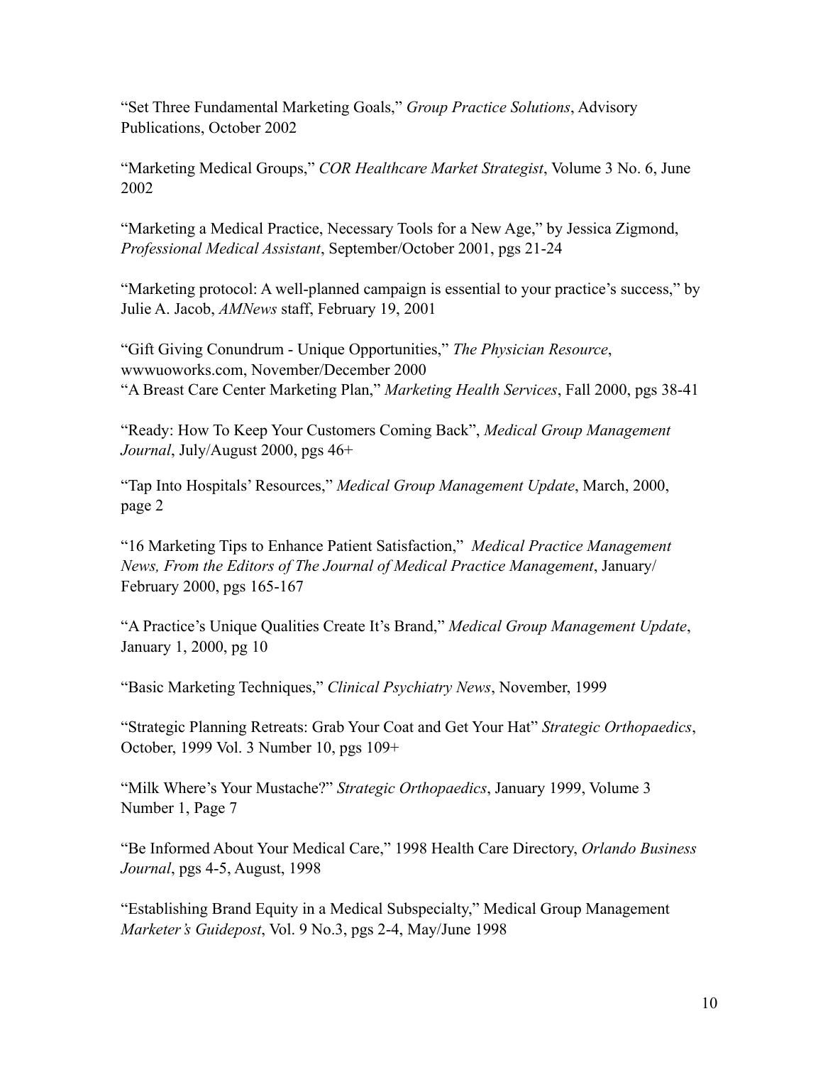"Set Three Fundamental Marketing Goals," *Group Practice Solutions*, Advisory Publications, October 2002

"Marketing Medical Groups," *COR Healthcare Market Strategist*, Volume 3 No. 6, June 2002

"Marketing a Medical Practice, Necessary Tools for a New Age," by Jessica Zigmond, *Professional Medical Assistant*, September/October 2001, pgs 21-24

"Marketing protocol: A well-planned campaign is essential to your practice's success," by Julie A. Jacob, *AMNews* staff, February 19, 2001

"Gift Giving Conundrum - Unique Opportunities," *The Physician Resource*, wwwuoworks.com, November/December 2000
"A Breast Care Center Marketing Plan," *Marketing Health Services*, Fall 2000, pgs 38-41

"Ready: How To Keep Your Customers Coming Back", *Medical Group Management Journal*, July/August 2000, pgs 46+

"Tap Into Hospitals' Resources," *Medical Group Management Update*, March, 2000, page 2

"16 Marketing Tips to Enhance Patient Satisfaction," *Medical Practice Management News, From the Editors of The Journal of Medical Practice Management*, January/February 2000, pgs 165-167

"A Practice's Unique Qualities Create It's Brand," *Medical Group Management Update*, January 1, 2000, pg 10

"Basic Marketing Techniques," *Clinical Psychiatry News*, November, 1999

"Strategic Planning Retreats: Grab Your Coat and Get Your Hat" *Strategic Orthopaedics*, October, 1999 Vol. 3 Number 10, pgs 109+

"Milk Where's Your Mustache?" *Strategic Orthopaedics*, January 1999, Volume 3 Number 1, Page 7

"Be Informed About Your Medical Care," 1998 Health Care Directory, *Orlando Business Journal*, pgs 4-5, August, 1998

"Establishing Brand Equity in a Medical Subspecialty," Medical Group Management *Marketer's Guidepost*, Vol. 9 No.3, pgs 2-4, May/June 1998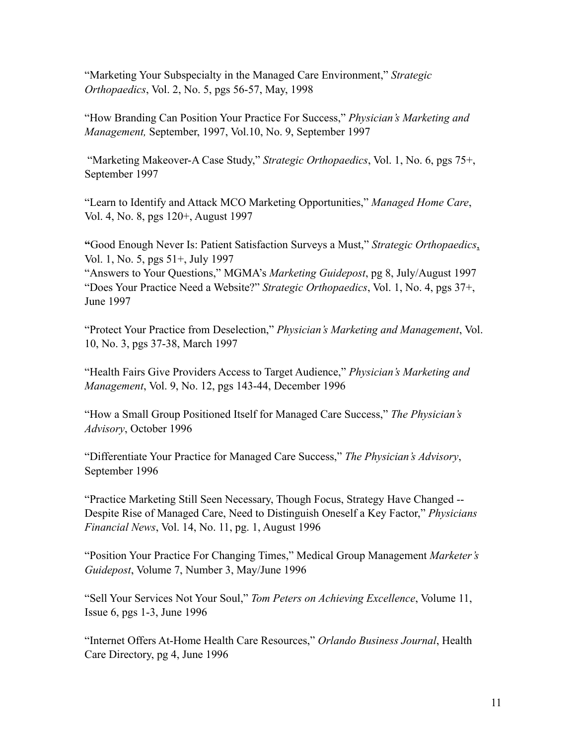"Marketing Your Subspecialty in the Managed Care Environment," *Strategic Orthopaedics*, Vol. 2, No. 5, pgs 56-57, May, 1998

"How Branding Can Position Your Practice For Success," *Physician's Marketing and Management,* September, 1997, Vol.10, No. 9, September 1997

"Marketing Makeover-A Case Study," *Strategic Orthopaedics*, Vol. 1, No. 6, pgs 75+, September 1997

"Learn to Identify and Attack MCO Marketing Opportunities," *Managed Home Care*, Vol. 4, No. 8, pgs 120+, August 1997

**"**Good Enough Never Is: Patient Satisfaction Surveys a Must," *Strategic Orthopaedics*, Vol. 1, No. 5, pgs 51+, July 1997
"Answers to Your Questions," MGMA's *Marketing Guidepost*, pg 8, July/August 1997
"Does Your Practice Need a Website?" *Strategic Orthopaedics*, Vol. 1, No. 4, pgs 37+, June 1997

"Protect Your Practice from Deselection," *Physician's Marketing and Management*, Vol. 10, No. 3, pgs 37-38, March 1997

"Health Fairs Give Providers Access to Target Audience," *Physician's Marketing and Management*, Vol. 9, No. 12, pgs 143-44, December 1996

"How a Small Group Positioned Itself for Managed Care Success," *The Physician's Advisory*, October 1996

"Differentiate Your Practice for Managed Care Success," *The Physician's Advisory*, September 1996

"Practice Marketing Still Seen Necessary, Though Focus, Strategy Have Changed -- Despite Rise of Managed Care, Need to Distinguish Oneself a Key Factor," *Physicians Financial News*, Vol. 14, No. 11, pg. 1, August 1996

"Position Your Practice For Changing Times," Medical Group Management *Marketer's Guidepost*, Volume 7, Number 3, May/June 1996

"Sell Your Services Not Your Soul," *Tom Peters on Achieving Excellence*, Volume 11, Issue 6, pgs 1-3, June 1996

"Internet Offers At-Home Health Care Resources," *Orlando Business Journal*, Health Care Directory, pg 4, June 1996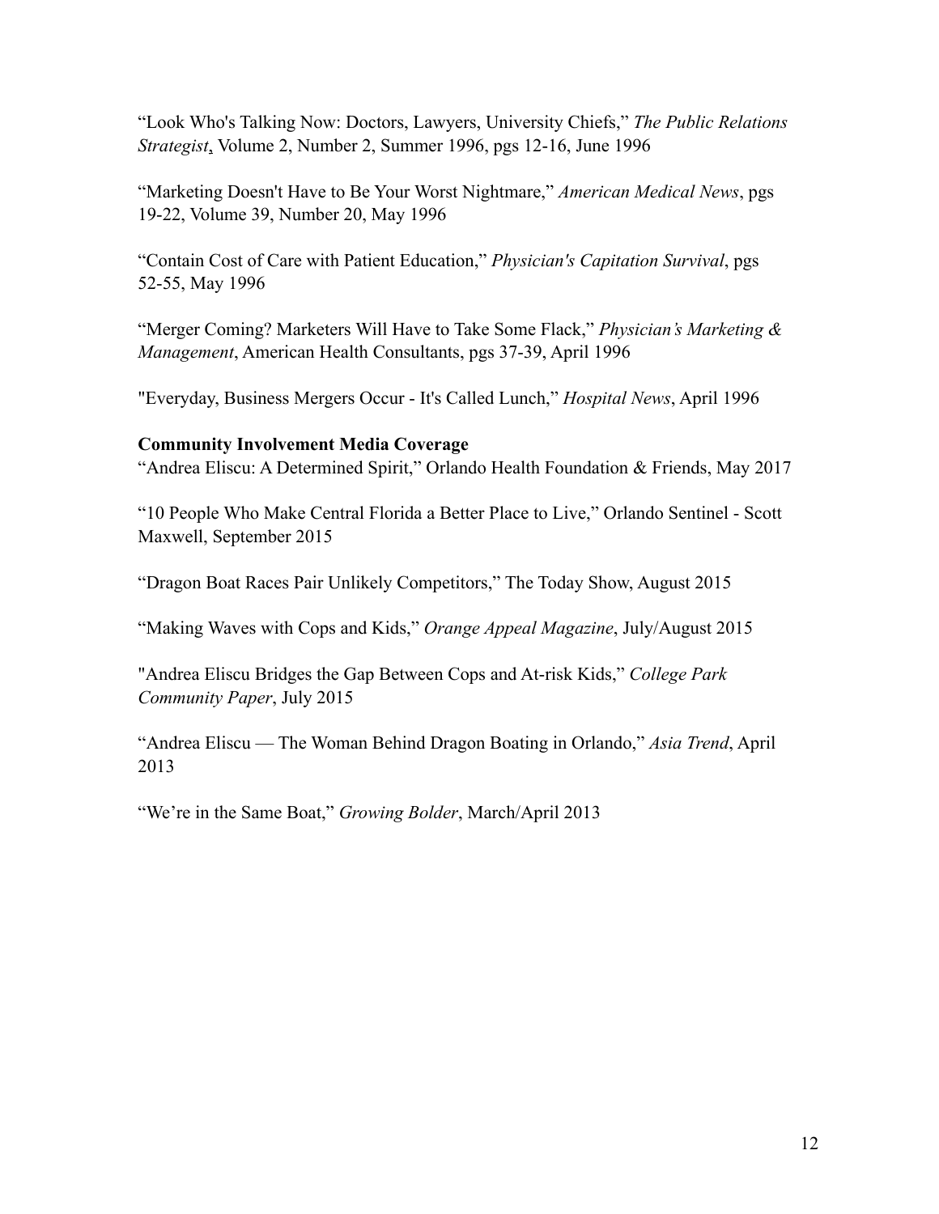"Look Who's Talking Now: Doctors, Lawyers, University Chiefs," *The Public Relations Strategist*, Volume 2, Number 2, Summer 1996, pgs 12-16, June 1996

"Marketing Doesn't Have to Be Your Worst Nightmare," *American Medical News*, pgs 19-22, Volume 39, Number 20, May 1996

"Contain Cost of Care with Patient Education," *Physician's Capitation Survival*, pgs 52-55, May 1996

"Merger Coming? Marketers Will Have to Take Some Flack," *Physician's Marketing & Management*, American Health Consultants, pgs 37-39, April 1996

"Everyday, Business Mergers Occur - It's Called Lunch," *Hospital News*, April 1996

**Community Involvement Media Coverage**

"Andrea Eliscu: A Determined Spirit," Orlando Health Foundation & Friends, May 2017

"10 People Who Make Central Florida a Better Place to Live," Orlando Sentinel - Scott Maxwell, September 2015

"Dragon Boat Races Pair Unlikely Competitors," The Today Show, August 2015

"Making Waves with Cops and Kids," *Orange Appeal Magazine*, July/August 2015

"Andrea Eliscu Bridges the Gap Between Cops and At-risk Kids," *College Park Community Paper*, July 2015

"Andrea Eliscu — The Woman Behind Dragon Boating in Orlando," *Asia Trend*, April 2013

"We're in the Same Boat," *Growing Bolder*, March/April 2013